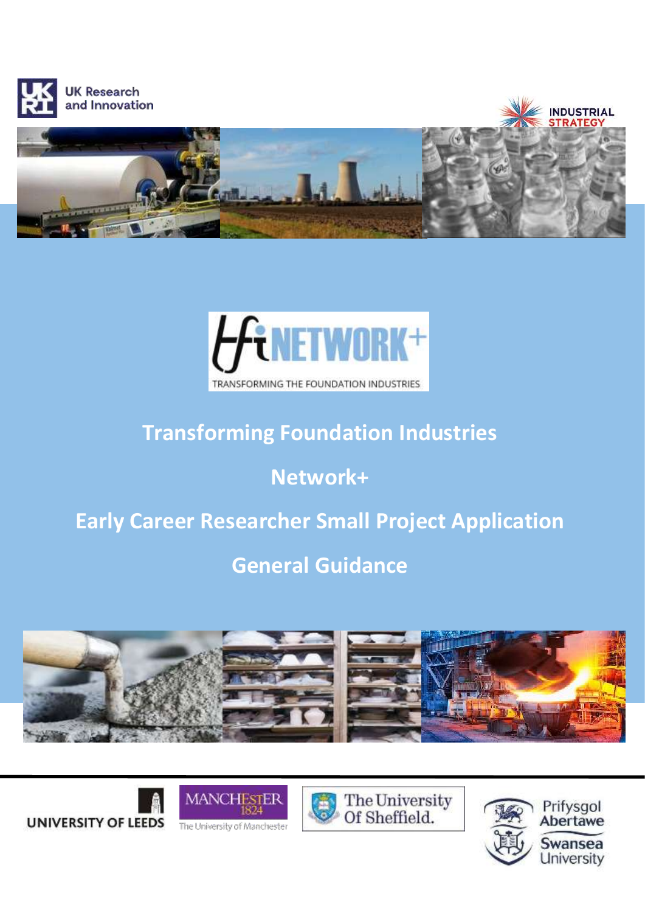UK Research and Innovation

INDUSTRIAL STRATEGY

TFI NETWORK+

TRANSFORMING THE FOUNDATION INDUSTRIES

# Transforming Foundation Industries

# Network+

# Early Career Researcher Small Project Application

# General Guidance

UNIVERSITY OF LEEDS

MANCHESTER 1824 The University of Manchester

The University Of Sheffield.

Prifysgol Abertawe Swansea University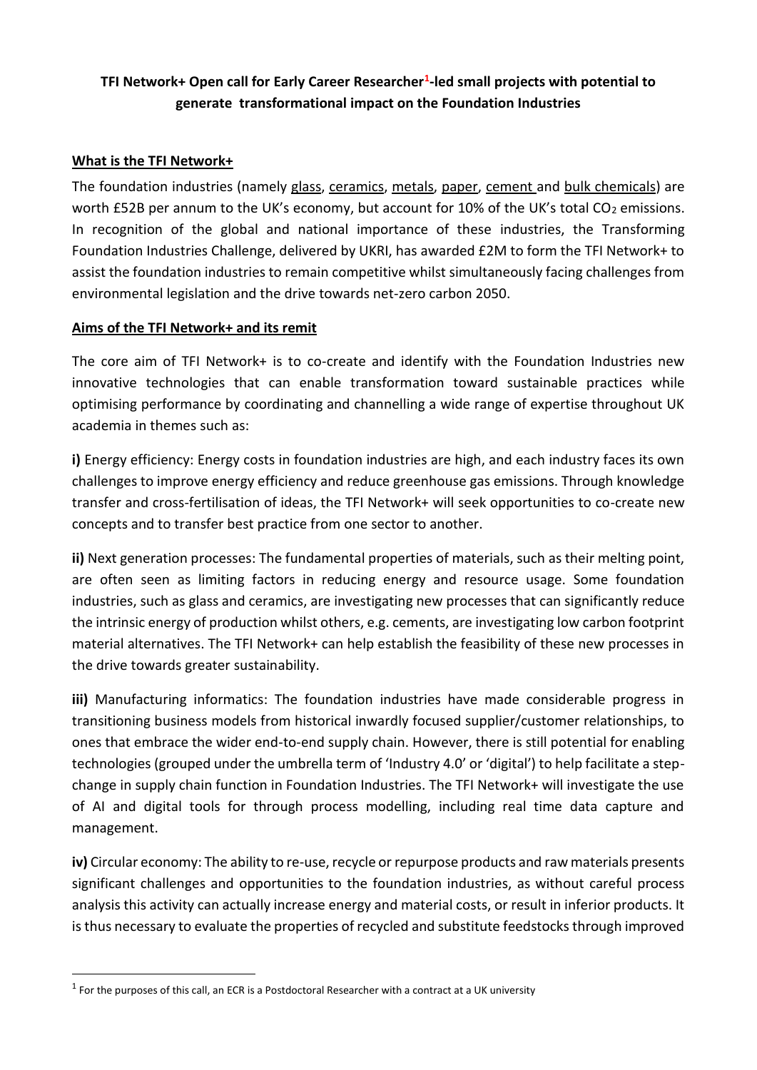# TFI Network+ Open call for Early Career Researcher[1]-led small projects with potential to generate transformational impact on the Foundation Industries

## What is the TFI Network+

The foundation industries (namely glass, ceramics, metals, paper, cement and bulk chemicals) are worth £52B per annum to the UK's economy, but account for 10% of the UK's total $CO_2$ emissions. In recognition of the global and national importance of these industries, the Transforming Foundation Industries Challenge, delivered by UKRI, has awarded £2M to form the TFI Network+ to assist the foundation industries to remain competitive whilst simultaneously facing challenges from environmental legislation and the drive towards net-zero carbon 2050.

## Aims of the TFI Network+ and its remit

The core aim of TFI Network+ is to co-create and identify with the Foundation Industries new innovative technologies that can enable transformation toward sustainable practices while optimising performance by coordinating and channelling a wide range of expertise throughout UK academia in themes such as:

**i)** Energy efficiency: Energy costs in foundation industries are high, and each industry faces its own challenges to improve energy efficiency and reduce greenhouse gas emissions. Through knowledge transfer and cross-fertilisation of ideas, the TFI Network+ will seek opportunities to co-create new concepts and to transfer best practice from one sector to another.

**ii)** Next generation processes: The fundamental properties of materials, such as their melting point, are often seen as limiting factors in reducing energy and resource usage. Some foundation industries, such as glass and ceramics, are investigating new processes that can significantly reduce the intrinsic energy of production whilst others, e.g. cements, are investigating low carbon footprint material alternatives. The TFI Network+ can help establish the feasibility of these new processes in the drive towards greater sustainability.

**iii)** Manufacturing informatics: The foundation industries have made considerable progress in transitioning business models from historical inwardly focused supplier/customer relationships, to ones that embrace the wider end-to-end supply chain. However, there is still potential for enabling technologies (grouped under the umbrella term of 'Industry 4.0' or 'digital') to help facilitate a step-change in supply chain function in Foundation Industries. The TFI Network+ will investigate the use of AI and digital tools for through process modelling, including real time data capture and management.

**iv)** Circular economy: The ability to re-use, recycle or repurpose products and raw materials presents significant challenges and opportunities to the foundation industries, as without careful process analysis this activity can actually increase energy and material costs, or result in inferior products. It is thus necessary to evaluate the properties of recycled and substitute feedstocks through improved

[1] For the purposes of this call, an ECR is a Postdoctoral Researcher with a contract at a UK university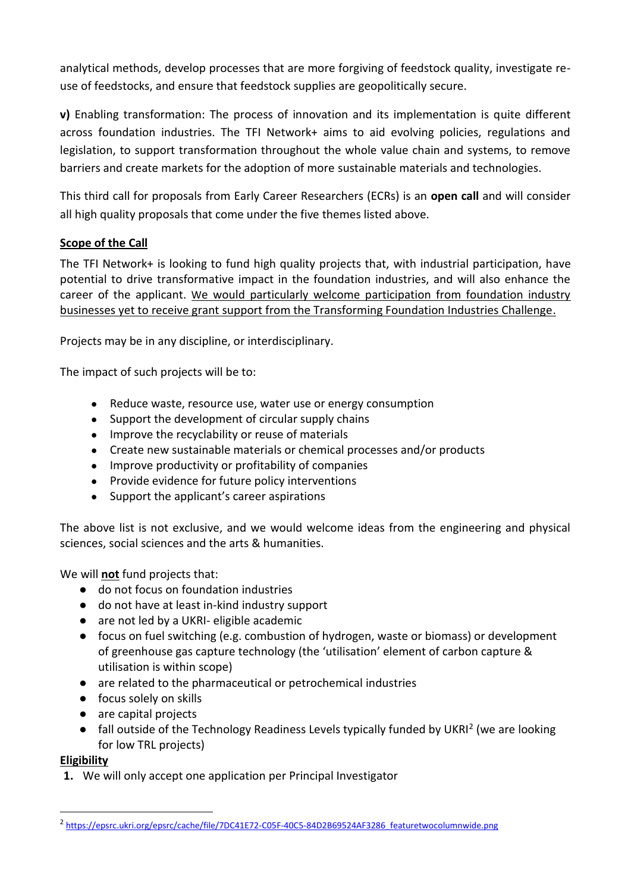analytical methods, develop processes that are more forgiving of feedstock quality, investigate re-use of feedstocks, and ensure that feedstock supplies are geopolitically secure.

**v)** Enabling transformation: The process of innovation and its implementation is quite different across foundation industries. The TFI Network+ aims to aid evolving policies, regulations and legislation, to support transformation throughout the whole value chain and systems, to remove barriers and create markets for the adoption of more sustainable materials and technologies.

This third call for proposals from Early Career Researchers (ECRs) is an **open call** and will consider all high quality proposals that come under the five themes listed above.

**Scope of the Call**

The TFI Network+ is looking to fund high quality projects that, with industrial participation, have potential to drive transformative impact in the foundation industries, and will also enhance the career of the applicant. We would particularly welcome participation from foundation industry businesses yet to receive grant support from the Transforming Foundation Industries Challenge.

Projects may be in any discipline, or interdisciplinary.

The impact of such projects will be to:

- Reduce waste, resource use, water use or energy consumption
- Support the development of circular supply chains
- Improve the recyclability or reuse of materials
- Create new sustainable materials or chemical processes and/or products
- Improve productivity or profitability of companies
- Provide evidence for future policy interventions
- Support the applicant's career aspirations

The above list is not exclusive, and we would welcome ideas from the engineering and physical sciences, social sciences and the arts & humanities.

We will **not** fund projects that:

- do not focus on foundation industries
- do not have at least in-kind industry support
- are not led by a UKRI- eligible academic
- focus on fuel switching (e.g. combustion of hydrogen, waste or biomass) or development of greenhouse gas capture technology (the 'utilisation' element of carbon capture & utilisation is within scope)
- are related to the pharmaceutical or petrochemical industries
- focus solely on skills
- are capital projects
- fall outside of the Technology Readiness Levels typically funded by UKRI[2] (we are looking for low TRL projects)

**Eligibility**

1. We will only accept one application per Principal Investigator

[2] https://epsrc.ukri.org/epsrc/cache/file/7DC41E72-C05F-40C5-84D2B69524AF3286_featuretwocolumnwide.png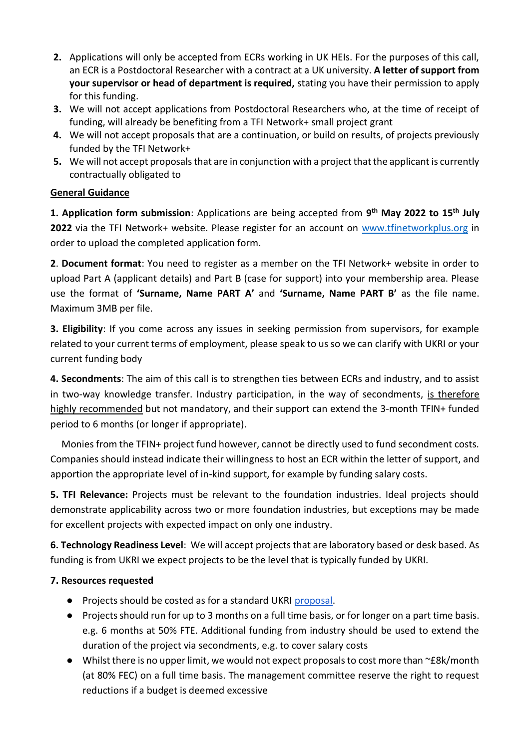2. Applications will only be accepted from ECRs working in UK HEIs. For the purposes of this call, an ECR is a Postdoctoral Researcher with a contract at a UK university. **A letter of support from your supervisor or head of department is required,** stating you have their permission to apply for this funding.
3. We will not accept applications from Postdoctoral Researchers who, at the time of receipt of funding, will already be benefiting from a TFI Network+ small project grant
4. We will not accept proposals that are a continuation, or build on results, of projects previously funded by the TFI Network+
5. We will not accept proposals that are in conjunction with a project that the applicant is currently contractually obligated to

**General Guidance**

**1. Application form submission**: Applications are being accepted from **9th May 2022 to 15th July 2022** via the TFI Network+ website. Please register for an account on [www.tfinetworkplus.org](www.tfinetworkplus.org) in order to upload the completed application form.

**2**. **Document format**: You need to register as a member on the TFI Network+ website in order to upload Part A (applicant details) and Part B (case for support) into your membership area. Please use the format of **'Surname, Name PART A'** and **'Surname, Name PART B'** as the file name. Maximum 3MB per file.

**3. Eligibility**: If you come across any issues in seeking permission from supervisors, for example related to your current terms of employment, please speak to us so we can clarify with UKRI or your current funding body

**4. Secondments**: The aim of this call is to strengthen ties between ECRs and industry, and to assist in two-way knowledge transfer. Industry participation, in the way of secondments, is therefore highly recommended but not mandatory, and their support can extend the 3-month TFIN+ funded period to 6 months (or longer if appropriate).

Monies from the TFIN+ project fund however, cannot be directly used to fund secondment costs. Companies should instead indicate their willingness to host an ECR within the letter of support, and apportion the appropriate level of in-kind support, for example by funding salary costs.

**5. TFI Relevance:** Projects must be relevant to the foundation industries. Ideal projects should demonstrate applicability across two or more foundation industries, but exceptions may be made for excellent projects with expected impact on only one industry.

**6. Technology Readiness Level**: We will accept projects that are laboratory based or desk based. As funding is from UKRI we expect projects to be the level that is typically funded by UKRI.

**7. Resources requested**

- Projects should be costed as for a standard UKRI [proposal](proposal).
- Projects should run for up to 3 months on a full time basis, or for longer on a part time basis. e.g. 6 months at 50% FTE. Additional funding from industry should be used to extend the duration of the project via secondments, e.g. to cover salary costs
- Whilst there is no upper limit, we would not expect proposals to cost more than ~£8k/month (at 80% FEC) on a full time basis. The management committee reserve the right to request reductions if a budget is deemed excessive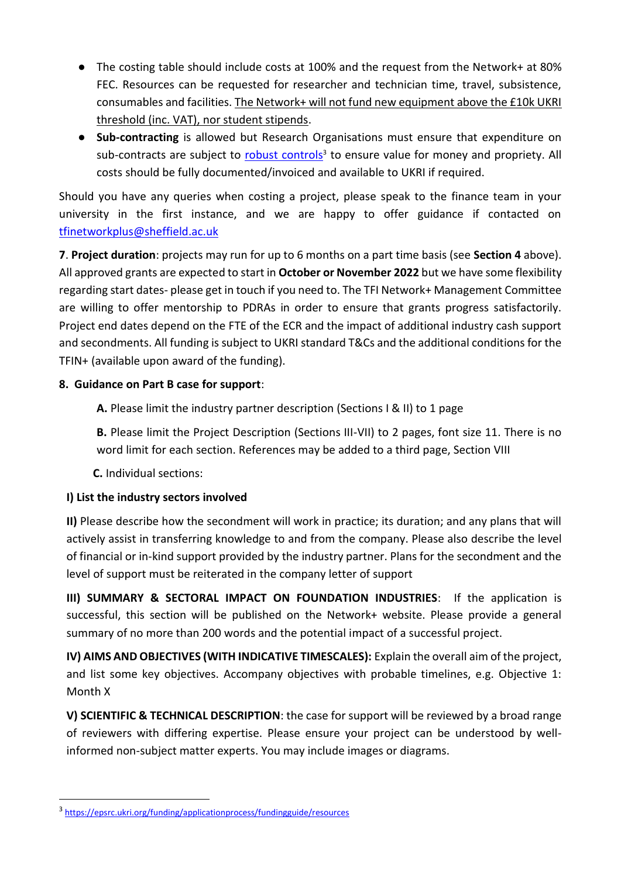- The costing table should include costs at 100% and the request from the Network+ at 80% FEC. Resources can be requested for researcher and technician time, travel, subsistence, consumables and facilities. The Network+ will not fund new equipment above the £10k UKRI threshold (inc. VAT), nor student stipends.
- **Sub-contracting** is allowed but Research Organisations must ensure that expenditure on sub-contracts are subject to robust controls[3] to ensure value for money and propriety. All costs should be fully documented/invoiced and available to UKRI if required.

Should you have any queries when costing a project, please speak to the finance team in your university in the first instance, and we are happy to offer guidance if contacted on tfinetworkplus@sheffield.ac.uk

**7**. **Project duration**: projects may run for up to 6 months on a part time basis (see **Section 4** above). All approved grants are expected to start in **October or November 2022** but we have some flexibility regarding start dates- please get in touch if you need to. The TFI Network+ Management Committee are willing to offer mentorship to PDRAs in order to ensure that grants progress satisfactorily. Project end dates depend on the FTE of the ECR and the impact of additional industry cash support and secondments. All funding is subject to UKRI standard T&Cs and the additional conditions for the TFIN+ (available upon award of the funding).

**8. Guidance on Part B case for support**:

**A.** Please limit the industry partner description (Sections I & II) to 1 page

**B.** Please limit the Project Description (Sections III-VII) to 2 pages, font size 11. There is no word limit for each section. References may be added to a third page, Section VIII

**C.** Individual sections:

**I) List the industry sectors involved**

**II)** Please describe how the secondment will work in practice; its duration; and any plans that will actively assist in transferring knowledge to and from the company. Please also describe the level of financial or in-kind support provided by the industry partner. Plans for the secondment and the level of support must be reiterated in the company letter of support

**III) SUMMARY & SECTORAL IMPACT ON FOUNDATION INDUSTRIES**: If the application is successful, this section will be published on the Network+ website. Please provide a general summary of no more than 200 words and the potential impact of a successful project.

**IV) AIMS AND OBJECTIVES (WITH INDICATIVE TIMESCALES):** Explain the overall aim of the project, and list some key objectives. Accompany objectives with probable timelines, e.g. Objective 1: Month X

**V) SCIENTIFIC & TECHNICAL DESCRIPTION**: the case for support will be reviewed by a broad range of reviewers with differing expertise. Please ensure your project can be understood by well-informed non-subject matter experts. You may include images or diagrams.

---

[3] https://epsrc.ukri.org/funding/applicationprocess/fundingguide/resources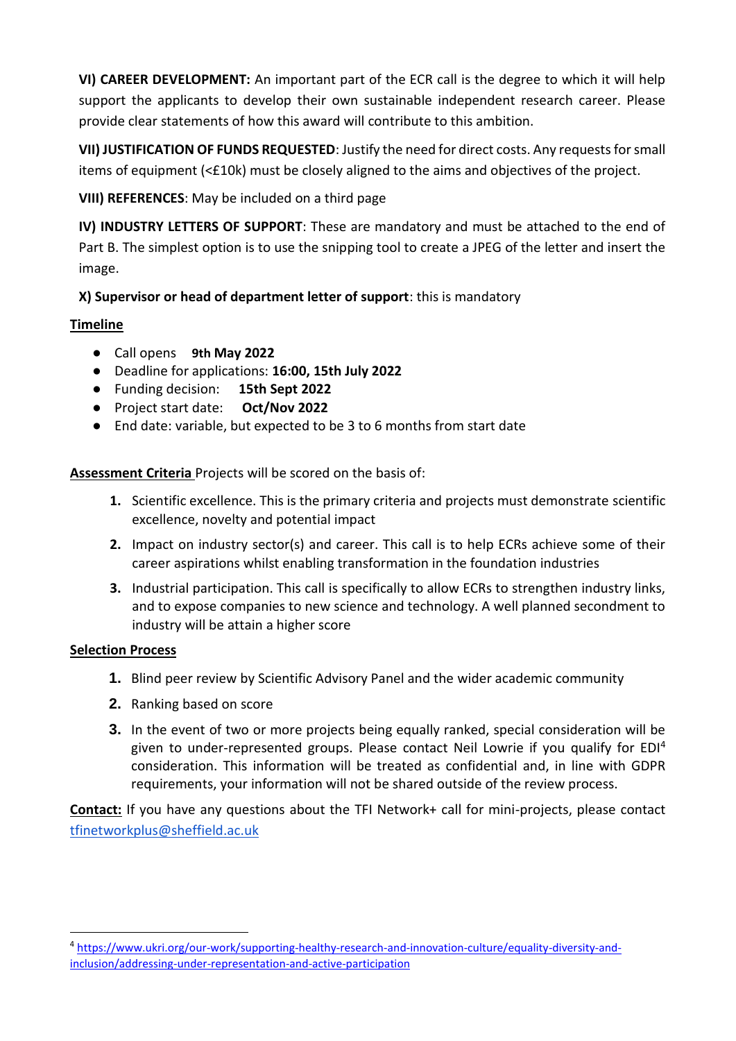**VI) CAREER DEVELOPMENT:** An important part of the ECR call is the degree to which it will help support the applicants to develop their own sustainable independent research career. Please provide clear statements of how this award will contribute to this ambition.

**VII) JUSTIFICATION OF FUNDS REQUESTED**: Justify the need for direct costs. Any requests for small items of equipment (<£10k) must be closely aligned to the aims and objectives of the project.

**VIII) REFERENCES**: May be included on a third page

**IV) INDUSTRY LETTERS OF SUPPORT**: These are mandatory and must be attached to the end of Part B. The simplest option is to use the snipping tool to create a JPEG of the letter and insert the image.

**X) Supervisor or head of department letter of support**: this is mandatory

**Timeline**

- Call opens **9th May 2022**
- Deadline for applications: **16:00, 15th July 2022**
- Funding decision: **15th Sept 2022**
- Project start date: **Oct/Nov 2022**
- End date: variable, but expected to be 3 to 6 months from start date

**Assessment Criteria** Projects will be scored on the basis of:

1. Scientific excellence. This is the primary criteria and projects must demonstrate scientific excellence, novelty and potential impact
2. Impact on industry sector(s) and career. This call is to help ECRs achieve some of their career aspirations whilst enabling transformation in the foundation industries
3. Industrial participation. This call is specifically to allow ECRs to strengthen industry links, and to expose companies to new science and technology. A well planned secondment to industry will be attain a higher score

**Selection Process**

1. Blind peer review by Scientific Advisory Panel and the wider academic community
2. Ranking based on score
3. In the event of two or more projects being equally ranked, special consideration will be given to under-represented groups. Please contact Neil Lowrie if you qualify for EDI[4] consideration. This information will be treated as confidential and, in line with GDPR requirements, your information will not be shared outside of the review process.

**Contact:** If you have any questions about the TFI Network+ call for mini-projects, please contact tfinetworkplus@sheffield.ac.uk

[4] https://www.ukri.org/our-work/supporting-healthy-research-and-innovation-culture/equality-diversity-and-inclusion/addressing-under-representation-and-active-participation